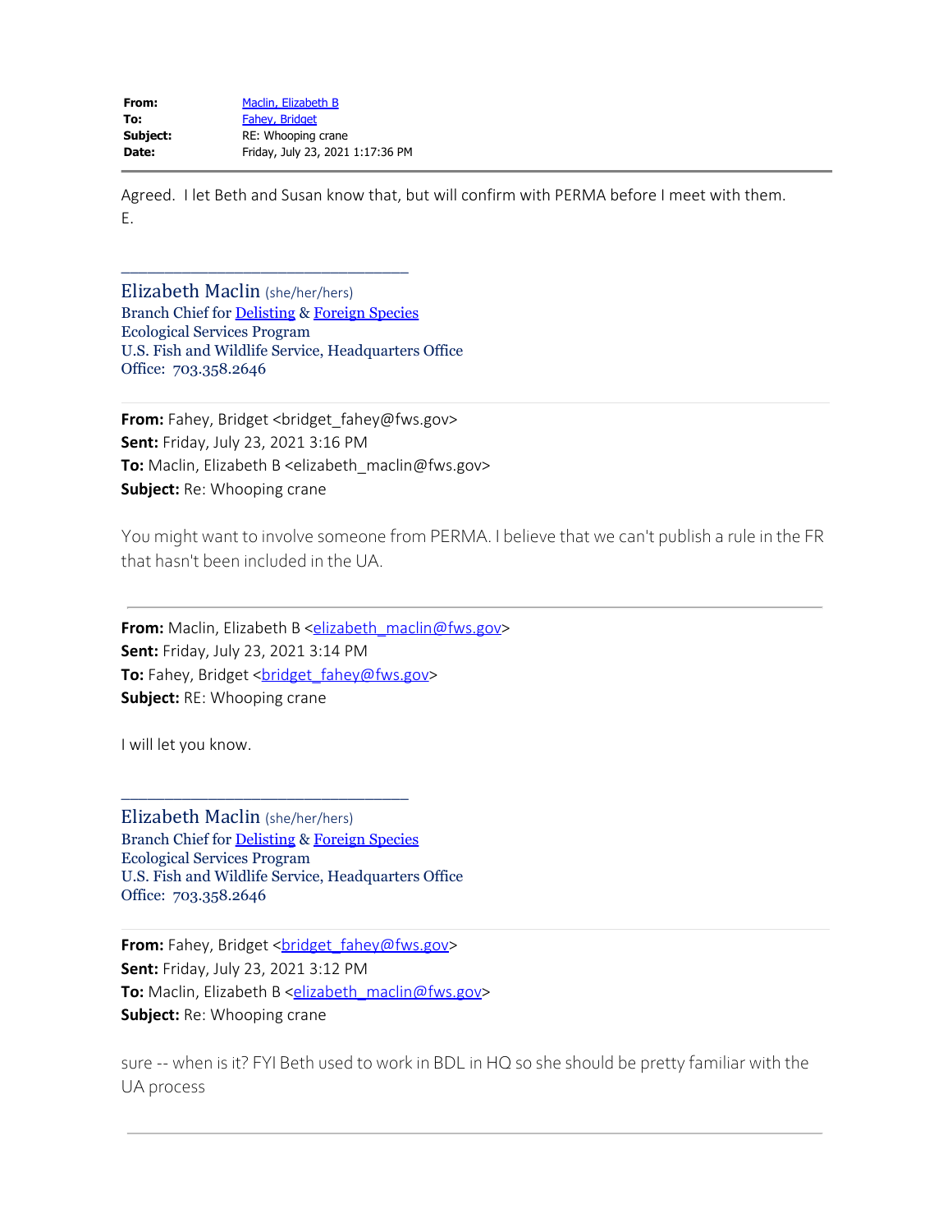| | |
|---|---|
| **From:** | Maclin, Elizabeth B |
| **To:** | Fahey, Bridget |
| **Subject:** | RE: Whooping crane |
| **Date:** | Friday, July 23, 2021 1:17:36 PM |

---

Agreed. I let Beth and Susan know that, but will confirm with PERMA before I meet with them.
E.

________________________________

Elizabeth Maclin (she/her/hers)
Branch Chief for Delisting & Foreign Species
Ecological Services Program
U.S. Fish and Wildlife Service, Headquarters Office
Office: 703.358.2646

---

**From:** Fahey, Bridget <bridget_fahey@fws.gov>
**Sent:** Friday, July 23, 2021 3:16 PM
**To:** Maclin, Elizabeth B <elizabeth_maclin@fws.gov>
**Subject:** Re: Whooping crane

You might want to involve someone from PERMA. I believe that we can't publish a rule in the FR that hasn't been included in the UA.

---

**From:** Maclin, Elizabeth B <elizabeth_maclin@fws.gov>
**Sent:** Friday, July 23, 2021 3:14 PM
**To:** Fahey, Bridget <bridget_fahey@fws.gov>
**Subject:** RE: Whooping crane

I will let you know.

________________________________

Elizabeth Maclin (she/her/hers)
Branch Chief for Delisting & Foreign Species
Ecological Services Program
U.S. Fish and Wildlife Service, Headquarters Office
Office: 703.358.2646

---

**From:** Fahey, Bridget <bridget_fahey@fws.gov>
**Sent:** Friday, July 23, 2021 3:12 PM
**To:** Maclin, Elizabeth B <elizabeth_maclin@fws.gov>
**Subject:** Re: Whooping crane

sure -- when is it? FYI Beth used to work in BDL in HQ so she should be pretty familiar with the UA process

---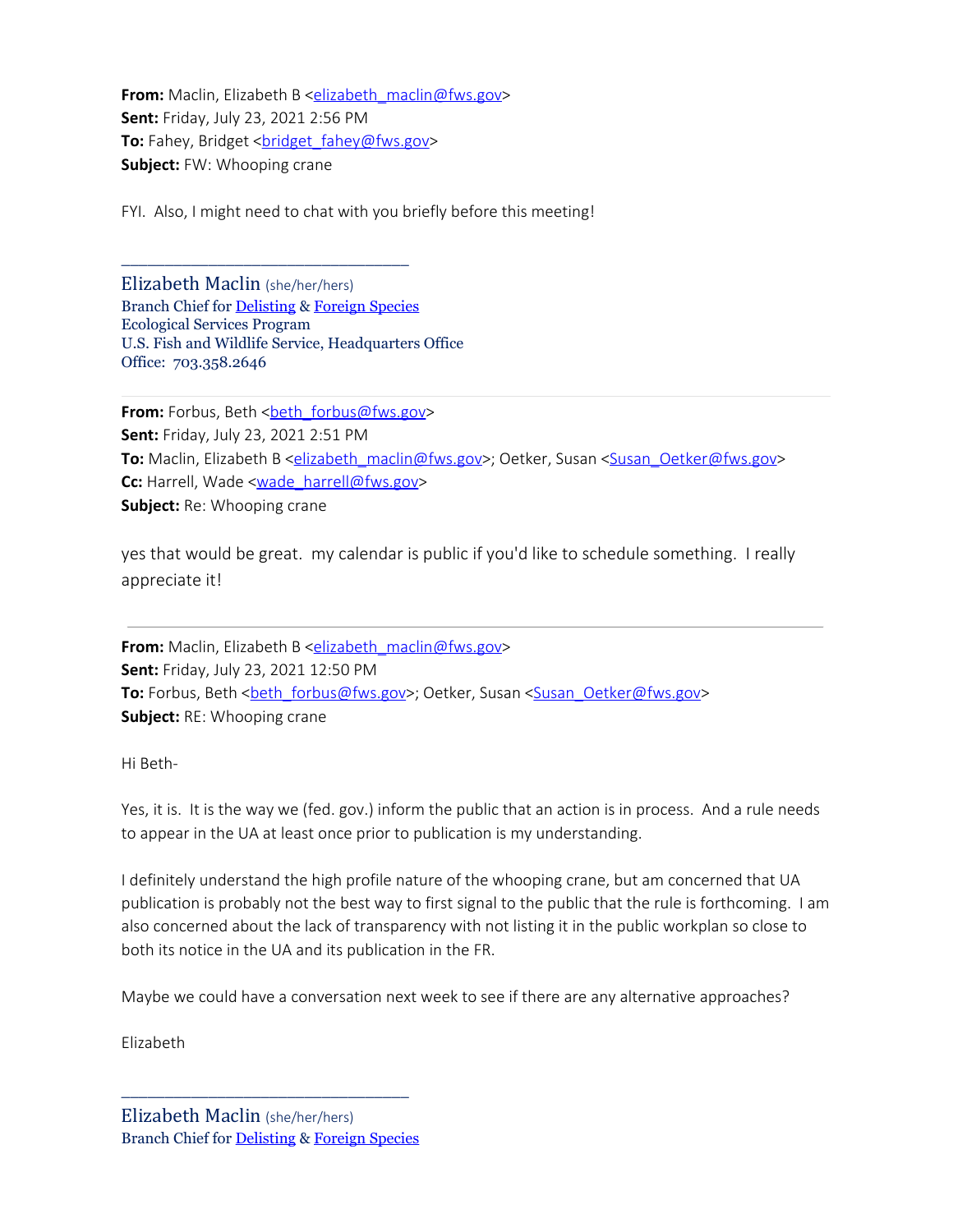**From:** Maclin, Elizabeth B <elizabeth_maclin@fws.gov>
**Sent:** Friday, July 23, 2021 2:56 PM
**To:** Fahey, Bridget <bridget_fahey@fws.gov>
**Subject:** FW: Whooping crane

FYI. Also, I might need to chat with you briefly before this meeting!

\_\_\_\_\_\_\_\_\_\_\_\_\_\_\_\_\_\_\_\_\_\_\_\_\_\_\_\_\_\_\_\_

Elizabeth Maclin (she/her/hers)
Branch Chief for Delisting & Foreign Species
Ecological Services Program
U.S. Fish and Wildlife Service, Headquarters Office
Office: 703.358.2646

---

**From:** Forbus, Beth <beth_forbus@fws.gov>
**Sent:** Friday, July 23, 2021 2:51 PM
**To:** Maclin, Elizabeth B <elizabeth_maclin@fws.gov>; Oetker, Susan <Susan_Oetker@fws.gov>
**Cc:** Harrell, Wade <wade_harrell@fws.gov>
**Subject:** Re: Whooping crane

yes that would be great. my calendar is public if you'd like to schedule something. I really appreciate it!

---

**From:** Maclin, Elizabeth B <elizabeth_maclin@fws.gov>
**Sent:** Friday, July 23, 2021 12:50 PM
**To:** Forbus, Beth <beth_forbus@fws.gov>; Oetker, Susan <Susan_Oetker@fws.gov>
**Subject:** RE: Whooping crane

Hi Beth-

Yes, it is. It is the way we (fed. gov.) inform the public that an action is in process. And a rule needs to appear in the UA at least once prior to publication is my understanding.

I definitely understand the high profile nature of the whooping crane, but am concerned that UA publication is probably not the best way to first signal to the public that the rule is forthcoming. I am also concerned about the lack of transparency with not listing it in the public workplan so close to both its notice in the UA and its publication in the FR.

Maybe we could have a conversation next week to see if there are any alternative approaches?

Elizabeth

\_\_\_\_\_\_\_\_\_\_\_\_\_\_\_\_\_\_\_\_\_\_\_\_\_\_\_\_\_\_\_\_

Elizabeth Maclin (she/her/hers)
Branch Chief for Delisting & Foreign Species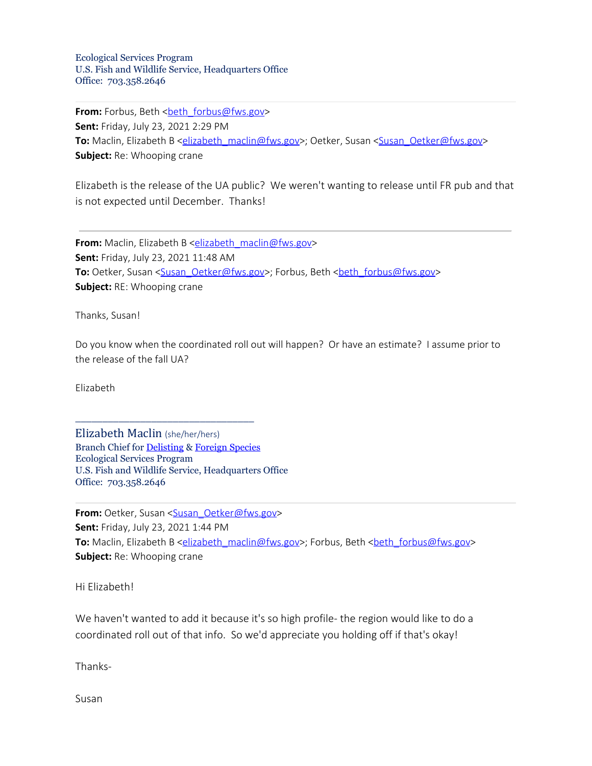Ecological Services Program
U.S. Fish and Wildlife Service, Headquarters Office
Office: 703.358.2646

---

**From:** Forbus, Beth <beth_forbus@fws.gov>
**Sent:** Friday, July 23, 2021 2:29 PM
**To:** Maclin, Elizabeth B <elizabeth_maclin@fws.gov>; Oetker, Susan <Susan_Oetker@fws.gov>
**Subject:** Re: Whooping crane

Elizabeth is the release of the UA public? We weren't wanting to release until FR pub and that is not expected until December. Thanks!

---

**From:** Maclin, Elizabeth B <elizabeth_maclin@fws.gov>
**Sent:** Friday, July 23, 2021 11:48 AM
**To:** Oetker, Susan <Susan_Oetker@fws.gov>; Forbus, Beth <beth_forbus@fws.gov>
**Subject:** RE: Whooping crane

Thanks, Susan!

Do you know when the coordinated roll out will happen? Or have an estimate? I assume prior to the release of the fall UA?

Elizabeth

_______________________________

Elizabeth Maclin (she/her/hers)
Branch Chief for Delisting & Foreign Species
Ecological Services Program
U.S. Fish and Wildlife Service, Headquarters Office
Office: 703.358.2646

---

**From:** Oetker, Susan <Susan_Oetker@fws.gov>
**Sent:** Friday, July 23, 2021 1:44 PM
**To:** Maclin, Elizabeth B <elizabeth_maclin@fws.gov>; Forbus, Beth <beth_forbus@fws.gov>
**Subject:** Re: Whooping crane

Hi Elizabeth!

We haven't wanted to add it because it's so high profile- the region would like to do a coordinated roll out of that info. So we'd appreciate you holding off if that's okay!

Thanks-

Susan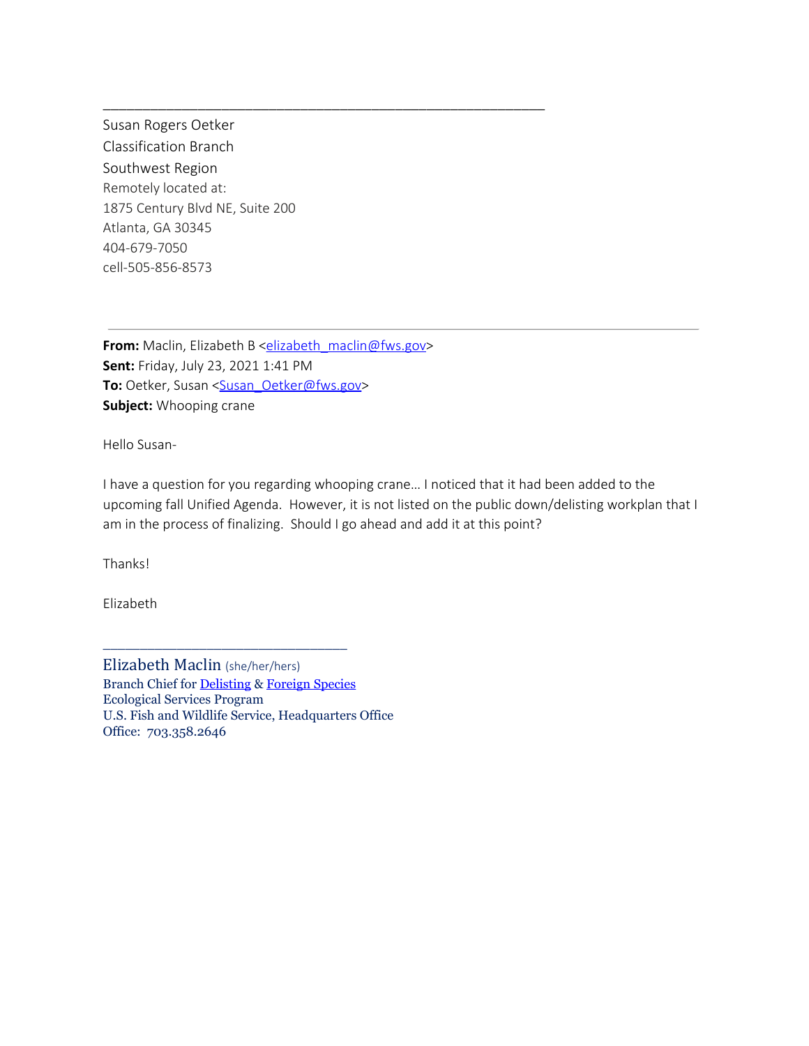______________________________________________________

Susan Rogers Oetker
Classification Branch
Southwest Region
Remotely located at:
1875 Century Blvd NE, Suite 200
Atlanta, GA 30345
404-679-7050
cell-505-856-8573

---

**From:** Maclin, Elizabeth B <elizabeth_maclin@fws.gov>
**Sent:** Friday, July 23, 2021 1:41 PM
**To:** Oetker, Susan <Susan_Oetker@fws.gov>
**Subject:** Whooping crane

Hello Susan-

I have a question for you regarding whooping crane… I noticed that it had been added to the upcoming fall Unified Agenda. However, it is not listed on the public down/delisting workplan that I am in the process of finalizing. Should I go ahead and add it at this point?

Thanks!

Elizabeth

______________________________

Elizabeth Maclin (she/her/hers)
Branch Chief for Delisting & Foreign Species
Ecological Services Program
U.S. Fish and Wildlife Service, Headquarters Office
Office: 703.358.2646